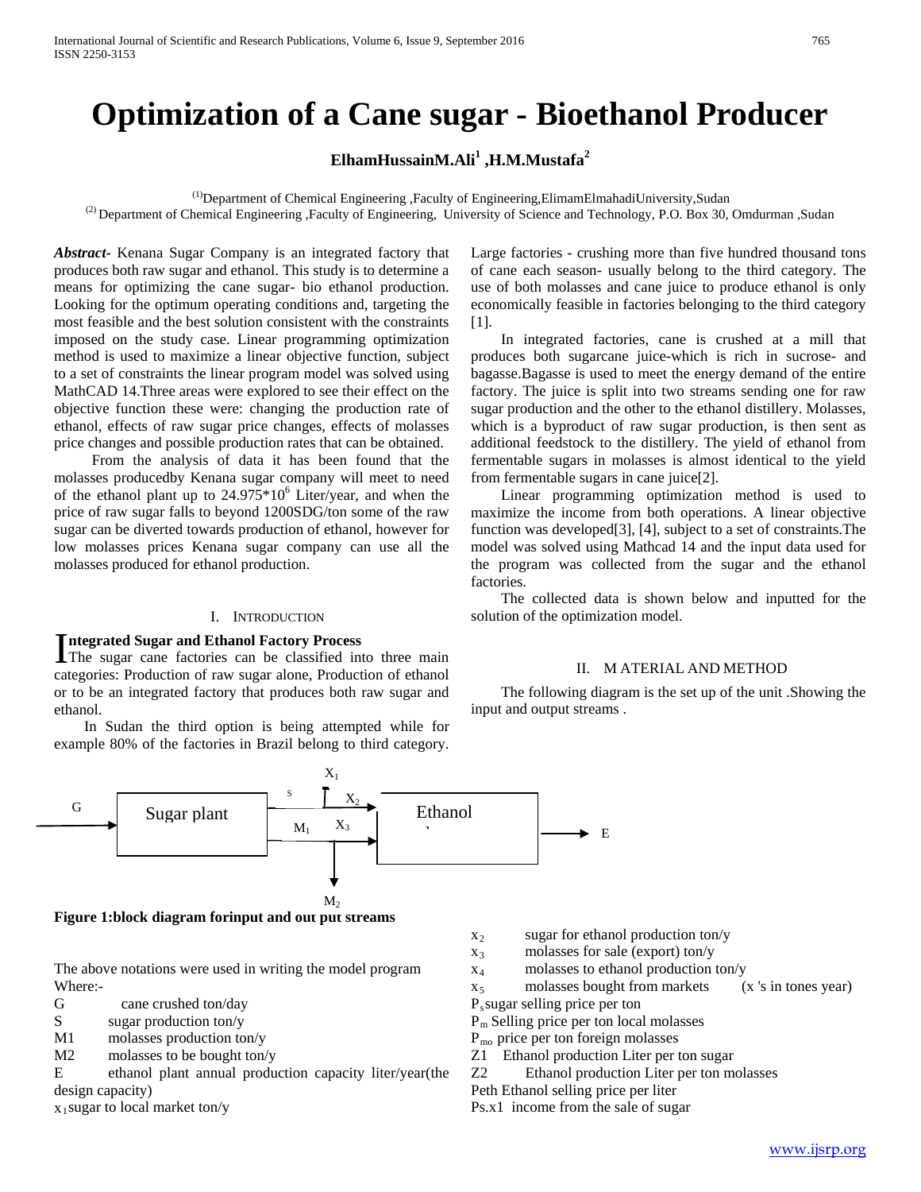# Optimization of a Cane sugar - Bioethanol Producer

**ElhamHussainM.Ali[1] ,H.M.Mustafa[2]**

[(1)]Department of Chemical Engineering ,Faculty of Engineering,ElimamElmahadiUniversity,Sudan
[(2)] Department of Chemical Engineering ,Faculty of Engineering, University of Science and Technology, P.O. Box 30, Omdurman ,Sudan

***Abstract-*** Kenana Sugar Company is an integrated factory that produces both raw sugar and ethanol. This study is to determine a means for optimizing the cane sugar- bio ethanol production. Looking for the optimum operating conditions and, targeting the most feasible and the best solution consistent with the constraints imposed on the study case. Linear programming optimization method is used to maximize a linear objective function, subject to a set of constraints the linear program model was solved using MathCAD 14.Three areas were explored to see their effect on the objective function these were: changing the production rate of ethanol, effects of raw sugar price changes, effects of molasses price changes and possible production rates that can be obtained.

From the analysis of data it has been found that the molasses producedby Kenana sugar company will meet to need of the ethanol plant up to $24.975 \times 10^{6}$ Liter/year, and when the price of raw sugar falls to beyond 1200SDG/ton some of the raw sugar can be diverted towards production of ethanol, however for low molasses prices Kenana sugar company can use all the molasses produced for ethanol production.

## I. Introduction

**Integrated Sugar and Ethanol Factory Process**

The sugar cane factories can be classified into three main categories: Production of raw sugar alone, Production of ethanol or to be an integrated factory that produces both raw sugar and ethanol.

In Sudan the third option is being attempted while for example 80% of the factories in Brazil belong to third category. Large factories - crushing more than five hundred thousand tons of cane each season- usually belong to the third category. The use of both molasses and cane juice to produce ethanol is only economically feasible in factories belonging to the third category [1].

In integrated factories, cane is crushed at a mill that produces both sugarcane juice-which is rich in sucrose- and bagasse.Bagasse is used to meet the energy demand of the entire factory. The juice is split into two streams sending one for raw sugar production and the other to the ethanol distillery. Molasses, which is a byproduct of raw sugar production, is then sent as additional feedstock to the distillery. The yield of ethanol from fermentable sugars in molasses is almost identical to the yield from fermentable sugars in cane juice[2].

Linear programming optimization method is used to maximize the income from both operations. A linear objective function was developed[3], [4], subject to a set of constraints.The model was solved using Mathcad 14 and the input data used for the program was collected from the sugar and the ethanol factories.

The collected data is shown below and inputted for the solution of the optimization model.

## II. Material and Method

The following diagram is the set up of the unit .Showing the input and output streams .

G → Sugar plant → S ($X_1$, $X_2$), $M_1$ ($X_3$, $M_2$) → Ethanol → E

**Figure 1:block diagram forinput and out put streams**

The above notations were used in writing the model program Where:-

- G cane crushed ton/day
- S sugar production ton/y
- M1 molasses production ton/y
- M2 molasses to be bought ton/y
- E ethanol plant annual production capacity liter/year(the design capacity)
- $x_1$ sugar to local market ton/y
- $x_2$ sugar for ethanol production ton/y
- $x_3$ molasses for sale (export) ton/y
- $x_4$ molasses to ethanol production ton/y
- $x_5$ molasses bought from markets (x 's in tones year)
- $P_s$ sugar selling price per ton
- $P_m$ Selling price per ton local molasses
- $P_{mo}$ price per ton foreign molasses
- Z1 Ethanol production Liter per ton sugar
- Z2 Ethanol production Liter per ton molasses
- Peth Ethanol selling price per liter
- Ps.x1 income from the sale of sugar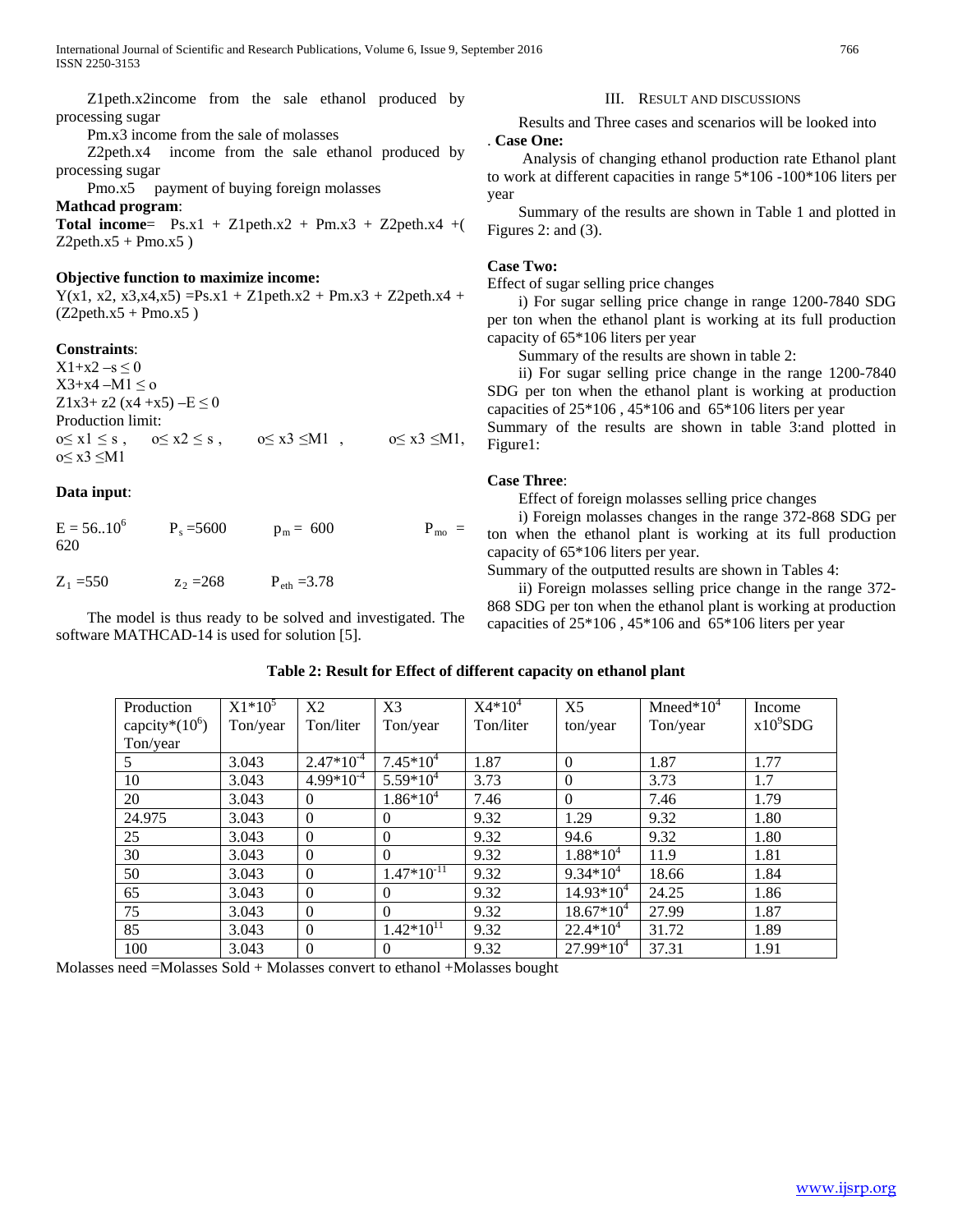Z1peth.x2income from the sale ethanol produced by processing sugar

Pm.x3 income from the sale of molasses

Z2peth.x4 income from the sale ethanol produced by processing sugar

Pmo.x5 payment of buying foreign molasses

**Mathcad program**:

**Total income**= Ps.x1 + Z1peth.x2 + Pm.x3 + Z2peth.x4 +( Z2peth.x5 + Pmo.x5 )

**Objective function to maximize income:**

Y(x1, x2, x3,x4,x5) =Ps.x1 + Z1peth.x2 + Pm.x3 + Z2peth.x4 + (Z2peth.x5 + Pmo.x5 )

**Constraints**:

$X1+x2 - s \leq 0$

$X3+x4 - M1 \leq o$

$Z1x3+ z2 (x4 +x5) - E \leq 0$

Production limit:

$o\leq x1 \leq s$ , $o\leq x2 \leq s$ , $o\leq x3 \leq M1$ , $o\leq x3 \leq M1$, $o\leq x3 \leq M1$

**Data input**:

$E = 56..10^6$  $P_s = 5600$  $p_m = 600$  $P_{mo} = 620$

$Z_1 = 550$  $z_2 = 268$  $P_{eth} = 3.78$

The model is thus ready to be solved and investigated. The software MATHCAD-14 is used for solution [5].

## III. Result and Discussions

Results and Three cases and scenarios will be looked into

. **Case One:**

Analysis of changing ethanol production rate Ethanol plant to work at different capacities in range 5*106 -100*106 liters per year

Summary of the results are shown in Table 1 and plotted in Figures 2: and (3).

**Case Two:**

Effect of sugar selling price changes

i) For sugar selling price change in range 1200-7840 SDG per ton when the ethanol plant is working at its full production capacity of 65*106 liters per year

Summary of the results are shown in table 2:

ii) For sugar selling price change in the range 1200-7840 SDG per ton when the ethanol plant is working at production capacities of 25*106 , 45*106 and 65*106 liters per year

Summary of the results are shown in table 3:and plotted in Figure1:

**Case Three**:

Effect of foreign molasses selling price changes

i) Foreign molasses changes in the range 372-868 SDG per ton when the ethanol plant is working at its full production capacity of 65*106 liters per year.

Summary of the outputted results are shown in Tables 4:

ii) Foreign molasses selling price change in the range 372-868 SDG per ton when the ethanol plant is working at production capacities of 25*106 , 45*106 and 65*106 liters per year

**Table 2: Result for Effect of different capacity on ethanol plant**

| Production capcity*($10^6$) Ton/year | $X1*10^5$ Ton/year | X2 Ton/liter | X3 Ton/year | $X4*10^4$ Ton/liter | X5 ton/year | $Mneed*10^4$ Ton/year | Income $x10^9$SDG |
|---|---|---|---|---|---|---|---|
| 5 | 3.043 | $2.47*10^{-4}$ | $7.45*10^4$ | 1.87 | 0 | 1.87 | 1.77 |
| 10 | 3.043 | $4.99*10^{-4}$ | $5.59*10^4$ | 3.73 | 0 | 3.73 | 1.7 |
| 20 | 3.043 | 0 | $1.86*10^4$ | 7.46 | 0 | 7.46 | 1.79 |
| 24.975 | 3.043 | 0 | 0 | 9.32 | 1.29 | 9.32 | 1.80 |
| 25 | 3.043 | 0 | 0 | 9.32 | 94.6 | 9.32 | 1.80 |
| 30 | 3.043 | 0 | 0 | 9.32 | $1.88*10^4$ | 11.9 | 1.81 |
| 50 | 3.043 | 0 | $1.47*10^{-11}$ | 9.32 | $9.34*10^4$ | 18.66 | 1.84 |
| 65 | 3.043 | 0 | 0 | 9.32 | $14.93*10^4$ | 24.25 | 1.86 |
| 75 | 3.043 | 0 | 0 | 9.32 | $18.67*10^4$ | 27.99 | 1.87 |
| 85 | 3.043 | 0 | $1.42*10^{11}$ | 9.32 | $22.4*10^4$ | 31.72 | 1.89 |
| 100 | 3.043 | 0 | 0 | 9.32 | $27.99*10^4$ | 37.31 | 1.91 |

Molasses need =Molasses Sold + Molasses convert to ethanol +Molasses bought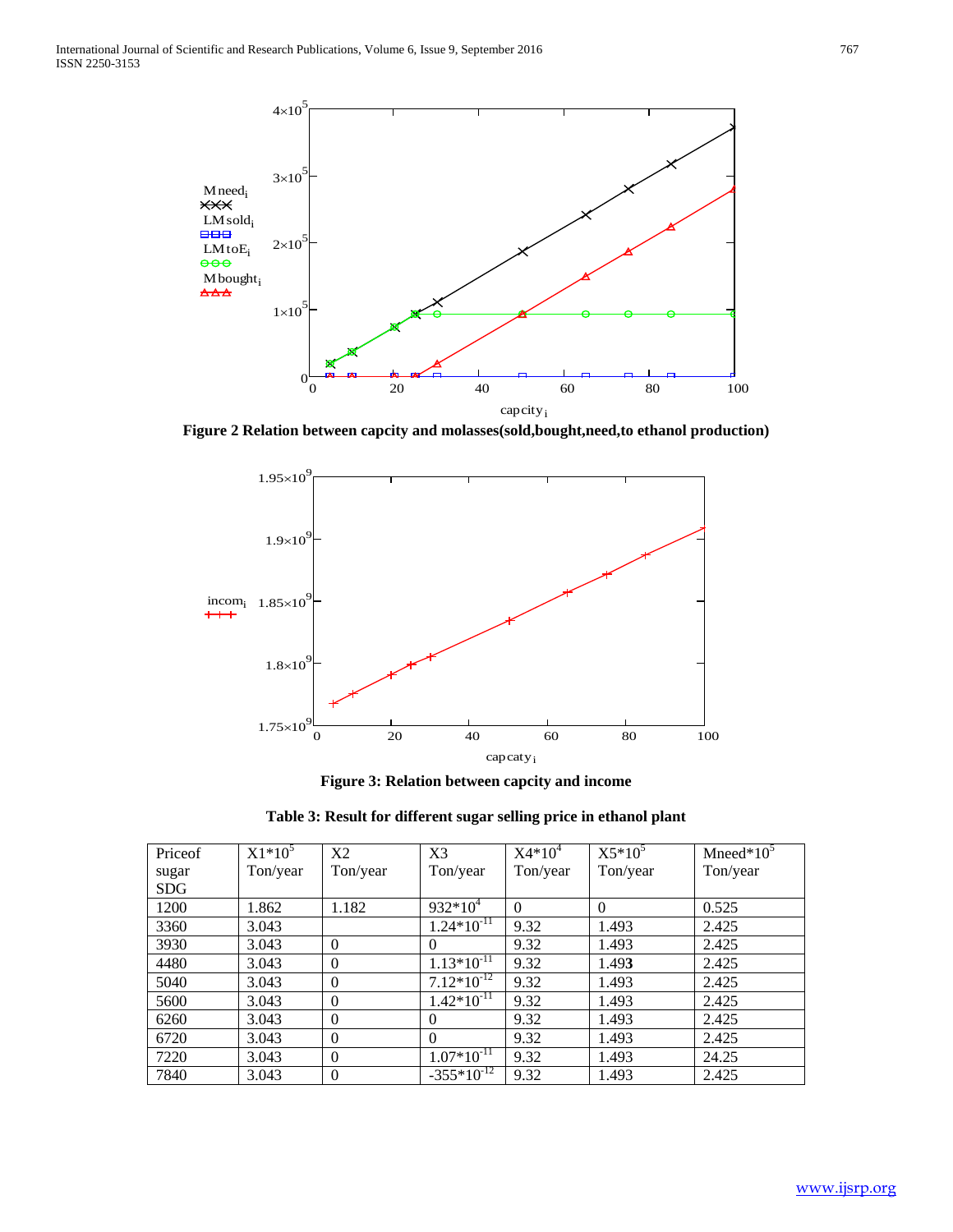Figure 2 Relation between capcity and molasses(sold,bought,need,to ethanol production)

Figure 3: Relation between capcity and income

**Table 3: Result for different sugar selling price in ethanol plant**

| Priceof sugar SDG | $X1*10^5$ Ton/year | X2 Ton/year | X3 Ton/year | $X4*10^4$ Ton/year | $X5*10^5$ Ton/year | $Mneed*10^5$ Ton/year |
|---|---|---|---|---|---|---|
| 1200 | 1.862 | 1.182 | $932*10^4$ | 0 | 0 | 0.525 |
| 3360 | 3.043 | | $1.24*10^{-11}$ | 9.32 | 1.493 | 2.425 |
| 3930 | 3.043 | 0 | 0 | 9.32 | 1.493 | 2.425 |
| 4480 | 3.043 | 0 | $1.13*10^{-11}$ | 9.32 | 1.49**3** | 2.425 |
| 5040 | 3.043 | 0 | $7.12*10^{-12}$ | 9.32 | 1.493 | 2.425 |
| 5600 | 3.043 | 0 | $1.42*10^{-11}$ | 9.32 | 1.493 | 2.425 |
| 6260 | 3.043 | 0 | 0 | 9.32 | 1.493 | 2.425 |
| 6720 | 3.043 | 0 | 0 | 9.32 | 1.493 | 2.425 |
| 7220 | 3.043 | 0 | $1.07*10^{-11}$ | 9.32 | 1.493 | 24.25 |
| 7840 | 3.043 | 0 | $-355*10^{-12}$ | 9.32 | 1.493 | 2.425 |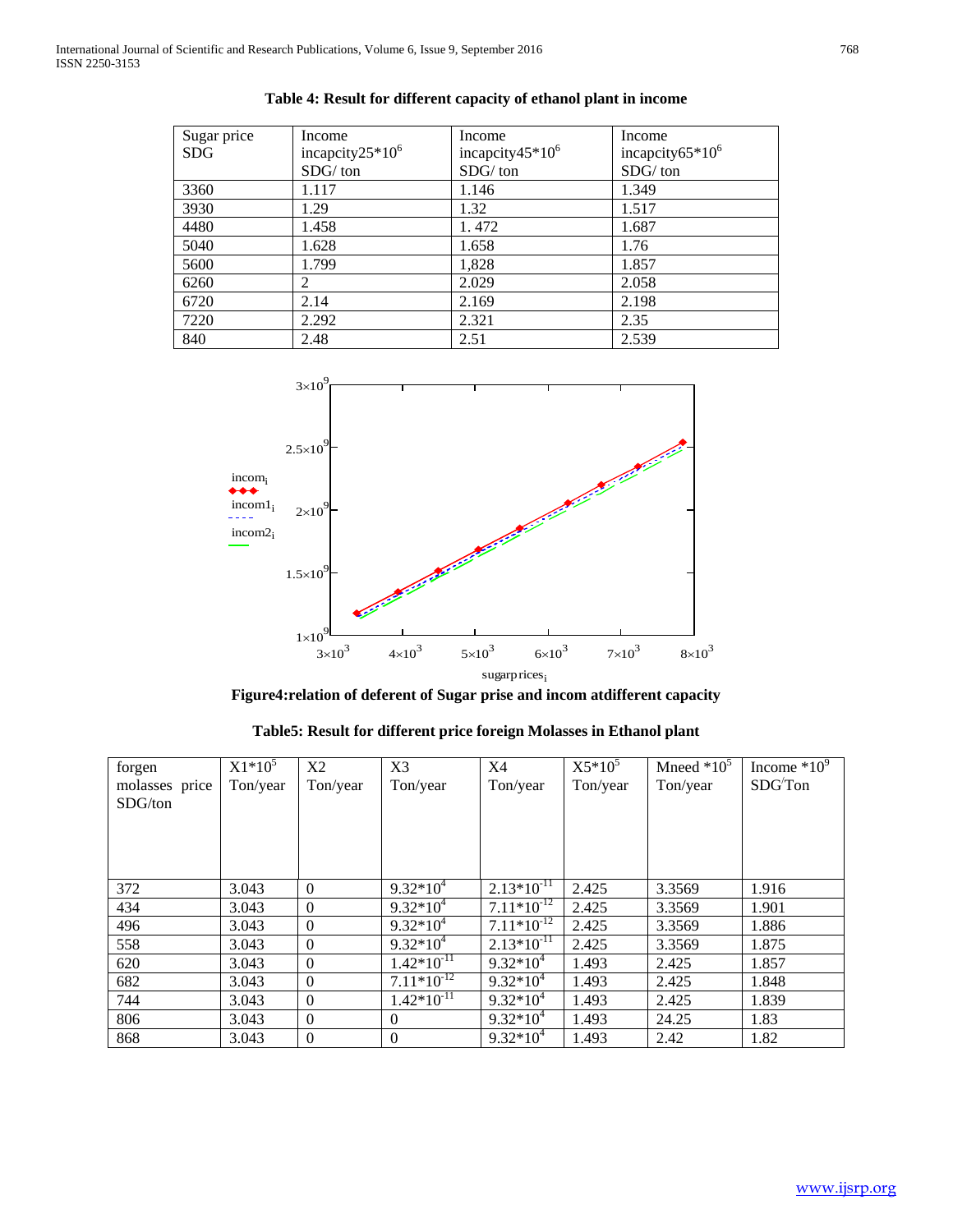**Table 4: Result for different capacity of ethanol plant in income**

| Sugar price SDG | Income incapcity$25*10^6$ SDG/ ton | Income incapcity$45*10^6$ SDG/ ton | Income incapcity$65*10^6$ SDG/ ton |
|---|---|---|---|
| 3360 | 1.117 | 1.146 | 1.349 |
| 3930 | 1.29 | 1.32 | 1.517 |
| 4480 | 1.458 | 1. 472 | 1.687 |
| 5040 | 1.628 | 1.658 | 1.76 |
| 5600 | 1.799 | 1,828 | 1.857 |
| 6260 | 2 | 2.029 | 2.058 |
| 6720 | 2.14 | 2.169 | 2.198 |
| 7220 | 2.292 | 2.321 | 2.35 |
| 840 | 2.48 | 2.51 | 2.539 |

**Figure4:relation of deferent of Sugar prise and incom atdifferent capacity**

**Table5: Result for different price foreign Molasses in Ethanol plant**

| forgen molasses price SDG/ton | $X1*10^5$ Ton/year | X2 Ton/year | X3 Ton/year | X4 Ton/year | $X5*10^5$ Ton/year | Mneed $*10^5$ Ton/year | Income $*10^9$ SDG/Ton |
|---|---|---|---|---|---|---|---|
| 372 | 3.043 | 0 | $9.32*10^4$ | $2.13*10^{-11}$ | 2.425 | 3.3569 | 1.916 |
| 434 | 3.043 | 0 | $9.32*10^4$ | $7.11*10^{-12}$ | 2.425 | 3.3569 | 1.901 |
| 496 | 3.043 | 0 | $9.32*10^4$ | $7.11*10^{-12}$ | 2.425 | 3.3569 | 1.886 |
| 558 | 3.043 | 0 | $9.32*10^4$ | $2.13*10^{-11}$ | 2.425 | 3.3569 | 1.875 |
| 620 | 3.043 | 0 | $1.42*10^{-11}$ | $9.32*10^4$ | 1.493 | 2.425 | 1.857 |
| 682 | 3.043 | 0 | $7.11*10^{-12}$ | $9.32*10^4$ | 1.493 | 2.425 | 1.848 |
| 744 | 3.043 | 0 | $1.42*10^{-11}$ | $9.32*10^4$ | 1.493 | 2.425 | 1.839 |
| 806 | 3.043 | 0 | 0 | $9.32*10^4$ | 1.493 | 24.25 | 1.83 |
| 868 | 3.043 | 0 | 0 | $9.32*10^4$ | 1.493 | 2.42 | 1.82 |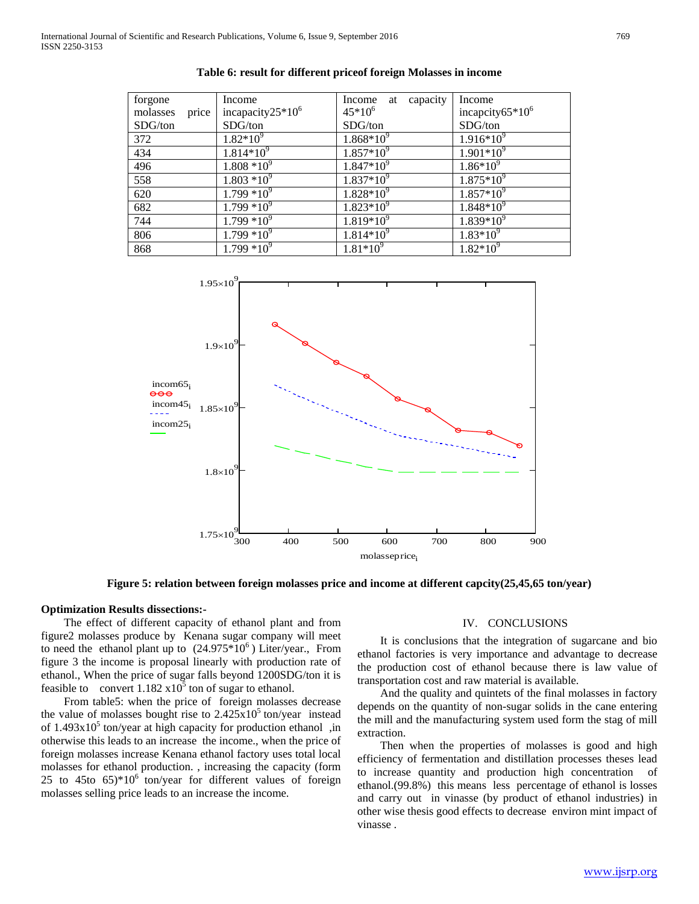**Table 6: result for different priceof foreign Molasses in income**

| forgone molasses price SDG/ton | Income incapacity$25*10^6$ SDG/ton | Income at capacity $45*10^6$ SDG/ton | Income incpcity$65*10^6$ SDG/ton |
|---|---|---|---|
| 372 | $1.82*10^9$ | $1.868*10^9$ | $1.916*10^9$ |
| 434 | $1.814*10^9$ | $1.857*10^9$ | $1.901*10^9$ |
| 496 | $1.808*10^9$ | $1.847*10^9$ | $1.86*10^9$ |
| 558 | $1.803*10^9$ | $1.837*10^9$ | $1.875*10^9$ |
| 620 | $1.799*10^9$ | $1.828*10^9$ | $1.857*10^9$ |
| 682 | $1.799*10^9$ | $1.823*10^9$ | $1.848*10^9$ |
| 744 | $1.799*10^9$ | $1.819*10^9$ | $1.839*10^9$ |
| 806 | $1.799*10^9$ | $1.814*10^9$ | $1.83*10^9$ |
| 868 | $1.799*10^9$ | $1.81*10^9$ | $1.82*10^9$ |

**Figure 5: relation between foreign molasses price and income at different capcity(25,45,65 ton/year)**

**Optimization Results dissections:-**

The effect of different capacity of ethanol plant and from figure2 molasses produce by Kenana sugar company will meet to need the ethanol plant up to ($24.975*10^6$) Liter/year., From figure 3 the income is proposal linearly with production rate of ethanol., When the price of sugar falls beyond 1200SDG/ton it is feasible to convert $1.182 \times 10^5$ ton of sugar to ethanol.

From table5: when the price of foreign molasses decrease the value of molasses bought rise to $2.425 \times 10^5$ ton/year instead of $1.493 \times 10^5$ ton/year at high capacity for production ethanol ,in otherwise this leads to an increase the income., when the price of foreign molasses increase Kenana ethanol factory uses total local molasses for ethanol production. , increasing the capacity (form 25 to 45to 65)$*10^6$ ton/year for different values of foreign molasses selling price leads to an increase the income.

## IV. CONCLUSIONS

It is conclusions that the integration of sugarcane and bio ethanol factories is very importance and advantage to decrease the production cost of ethanol because there is law value of transportation cost and raw material is available.

And the quality and quintets of the final molasses in factory depends on the quantity of non-sugar solids in the cane entering the mill and the manufacturing system used form the stag of mill extraction.

Then when the properties of molasses is good and high efficiency of fermentation and distillation processes theses lead to increase quantity and production high concentration of ethanol.(99.8%) this means less percentage of ethanol is losses and carry out in vinasse (by product of ethanol industries) in other wise thesis good effects to decrease environ mint impact of vinasse .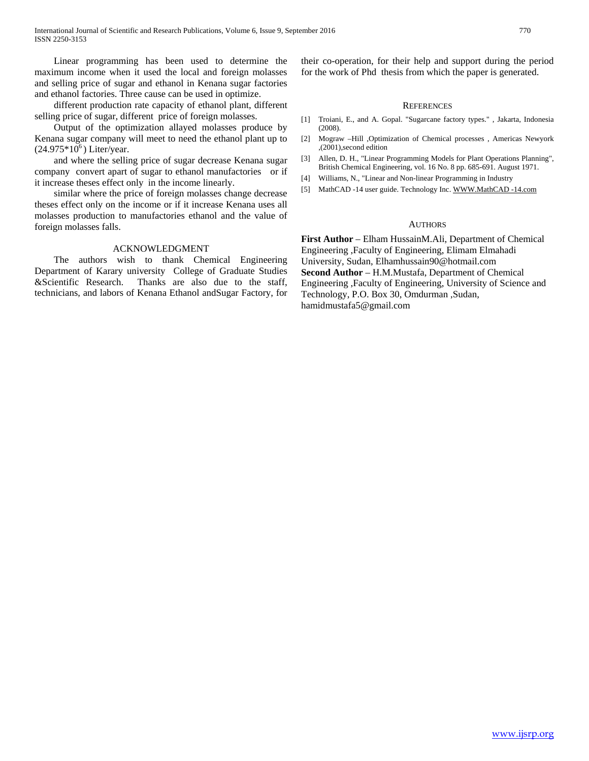Linear programming has been used to determine the maximum income when it used the local and foreign molasses and selling price of sugar and ethanol in Kenana sugar factories and ethanol factories. Three cause can be used in optimize.

different production rate capacity of ethanol plant, different selling price of sugar, different price of foreign molasses.

Output of the optimization allayed molasses produce by Kenana sugar company will meet to need the ethanol plant up to ($24.975*10^6$) Liter/year.

and where the selling price of sugar decrease Kenana sugar company convert apart of sugar to ethanol manufactories or if it increase theses effect only in the income linearly.

similar where the price of foreign molasses change decrease theses effect only on the income or if it increase Kenana uses all molasses production to manufactories ethanol and the value of foreign molasses falls.

## ACKNOWLEDGMENT

The authors wish to thank Chemical Engineering Department of Karary university College of Graduate Studies &Scientific Research. Thanks are also due to the staff, technicians, and labors of Kenana Ethanol andSugar Factory, for their co-operation, for their help and support during the period for the work of Phd thesis from which the paper is generated.

## REFERENCES

[1] Troiani, E., and A. Gopal. "Sugarcane factory types." , Jakarta, Indonesia (2008).

[2] Mograw –Hill ,Optimization of Chemical processes , Americas Newyork ,(2001),second edition

[3] Allen, D. H., "Linear Programming Models for Plant Operations Planning", British Chemical Engineering, vol. 16 No. 8 pp. 685-691. August 1971.

[4] Williams, N., "Linear and Non-linear Programming in Industry

[5] MathCAD -14 user guide. Technology Inc. WWW.MathCAD -14.com

## AUTHORS

**First Author** – Elham HussainM.Ali, Department of Chemical Engineering ,Faculty of Engineering, Elimam Elmahadi University, Sudan, Elhamhussain90@hotmail.com

**Second Author** – H.M.Mustafa, Department of Chemical Engineering ,Faculty of Engineering, University of Science and Technology, P.O. Box 30, Omdurman ,Sudan, hamidmustafa5@gmail.com